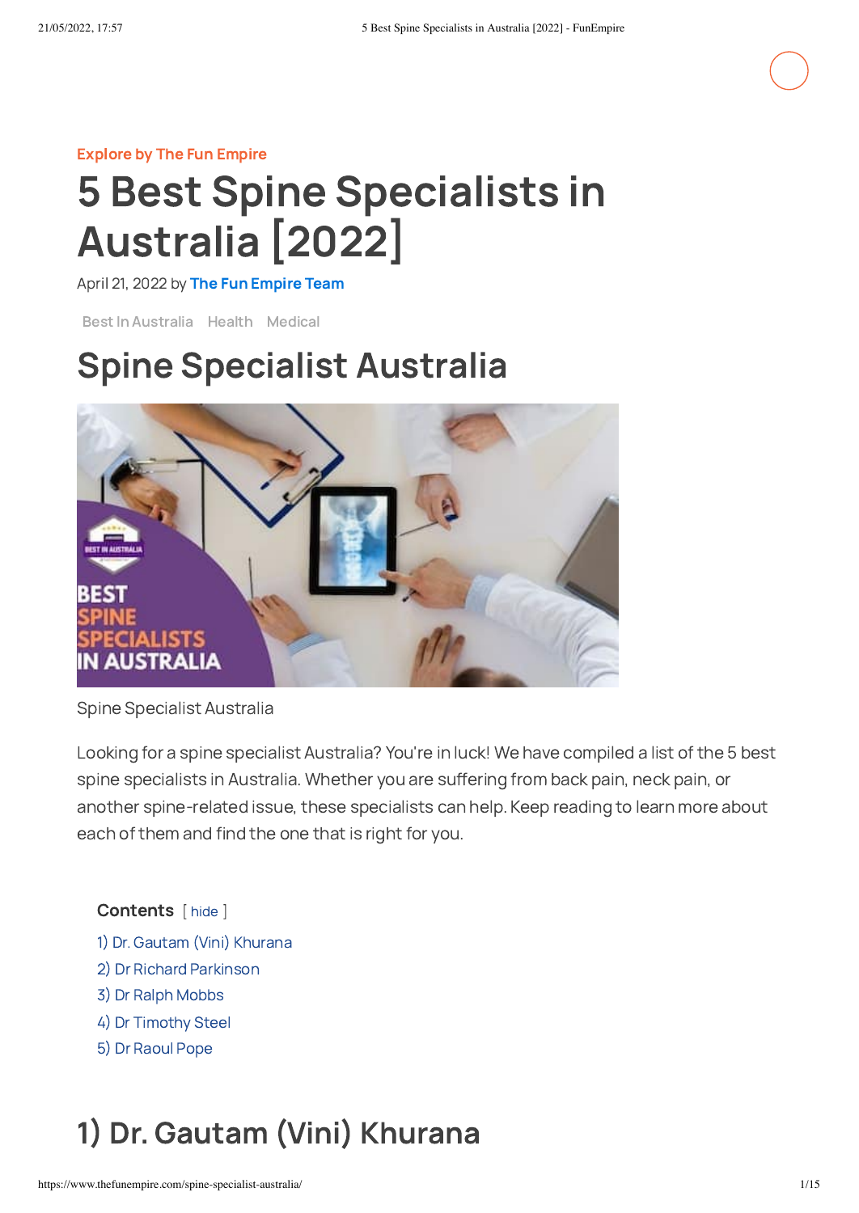Explore by The Fun Empire

# 5 Best Spine Specialists in Australia [2022]

April 21, 2022 by The Fun Empire Team

Best In Australia  Health  Medical

## Spine Specialist Australia

Spine Specialist Australia

Looking for a spine specialist Australia? You're in luck! We have compiled a list of the 5 best spine specialists in Australia. Whether you are suffering from back pain, neck pain, or another spine-related issue, these specialists can help. Keep reading to learn more about each of them and find the one that is right for you.

**Contents** [ hide ]

1) Dr. Gautam (Vini) Khurana
2) Dr Richard Parkinson
3) Dr Ralph Mobbs
4) Dr Timothy Steel
5) Dr Raoul Pope

## 1) Dr. Gautam (Vini) Khurana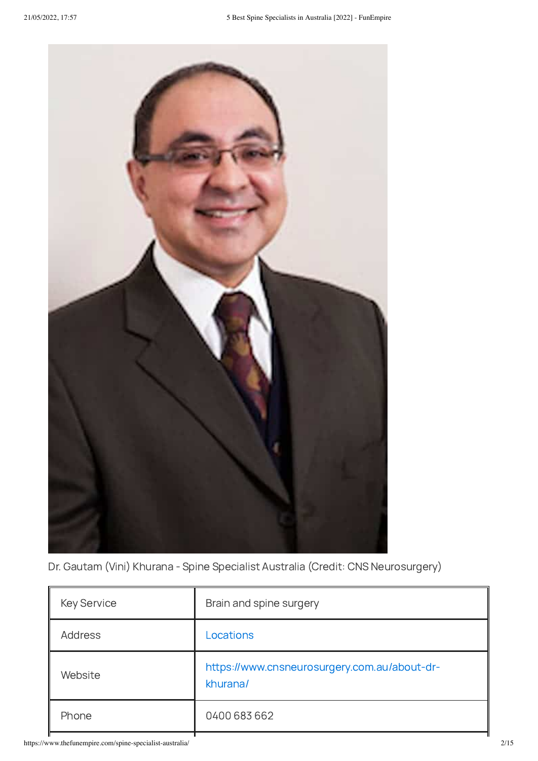Dr. Gautam (Vini) Khurana - Spine Specialist Australia (Credit: CNS Neurosurgery)

| Key Service | Brain and spine surgery |
| --- | --- |
| Address | Locations |
| Website | https://www.cnsneurosurgery.com.au/about-dr-khurana/ |
| Phone | 0400 683 662 |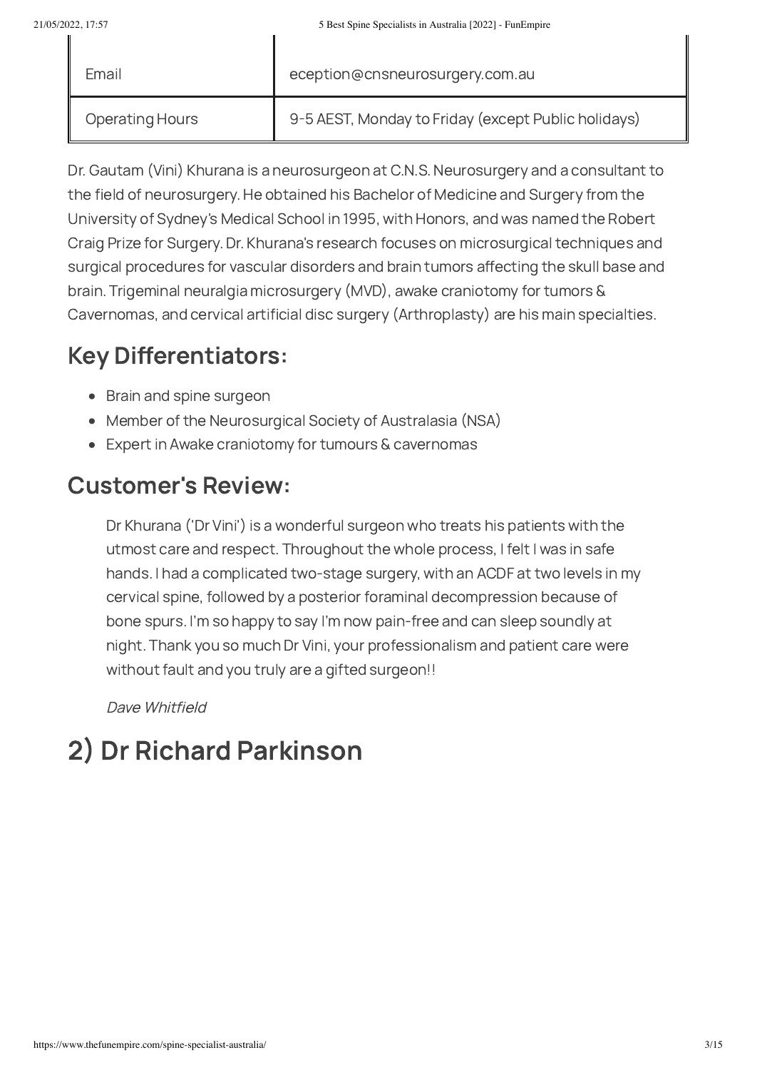| Email | eception@cnsneurosurgery.com.au |
|---|---|
| Operating Hours | 9-5 AEST, Monday to Friday (except Public holidays) |

Dr. Gautam (Vini) Khurana is a neurosurgeon at C.N.S. Neurosurgery and a consultant to the field of neurosurgery. He obtained his Bachelor of Medicine and Surgery from the University of Sydney's Medical School in 1995, with Honors, and was named the Robert Craig Prize for Surgery. Dr. Khurana's research focuses on microsurgical techniques and surgical procedures for vascular disorders and brain tumors affecting the skull base and brain. Trigeminal neuralgia microsurgery (MVD), awake craniotomy for tumors & Cavernomas, and cervical artificial disc surgery (Arthroplasty) are his main specialties.

## Key Differentiators:

- Brain and spine surgeon
- Member of the Neurosurgical Society of Australasia (NSA)
- Expert in Awake craniotomy for tumours & cavernomas

## Customer's Review:

> Dr Khurana ('Dr Vini') is a wonderful surgeon who treats his patients with the utmost care and respect. Throughout the whole process, I felt I was in safe hands. I had a complicated two-stage surgery, with an ACDF at two levels in my cervical spine, followed by a posterior foraminal decompression because of bone spurs. I'm so happy to say I'm now pain-free and can sleep soundly at night. Thank you so much Dr Vini, your professionalism and patient care were without fault and you truly are a gifted surgeon!!
>
> *Dave Whitfield*

# 2) Dr Richard Parkinson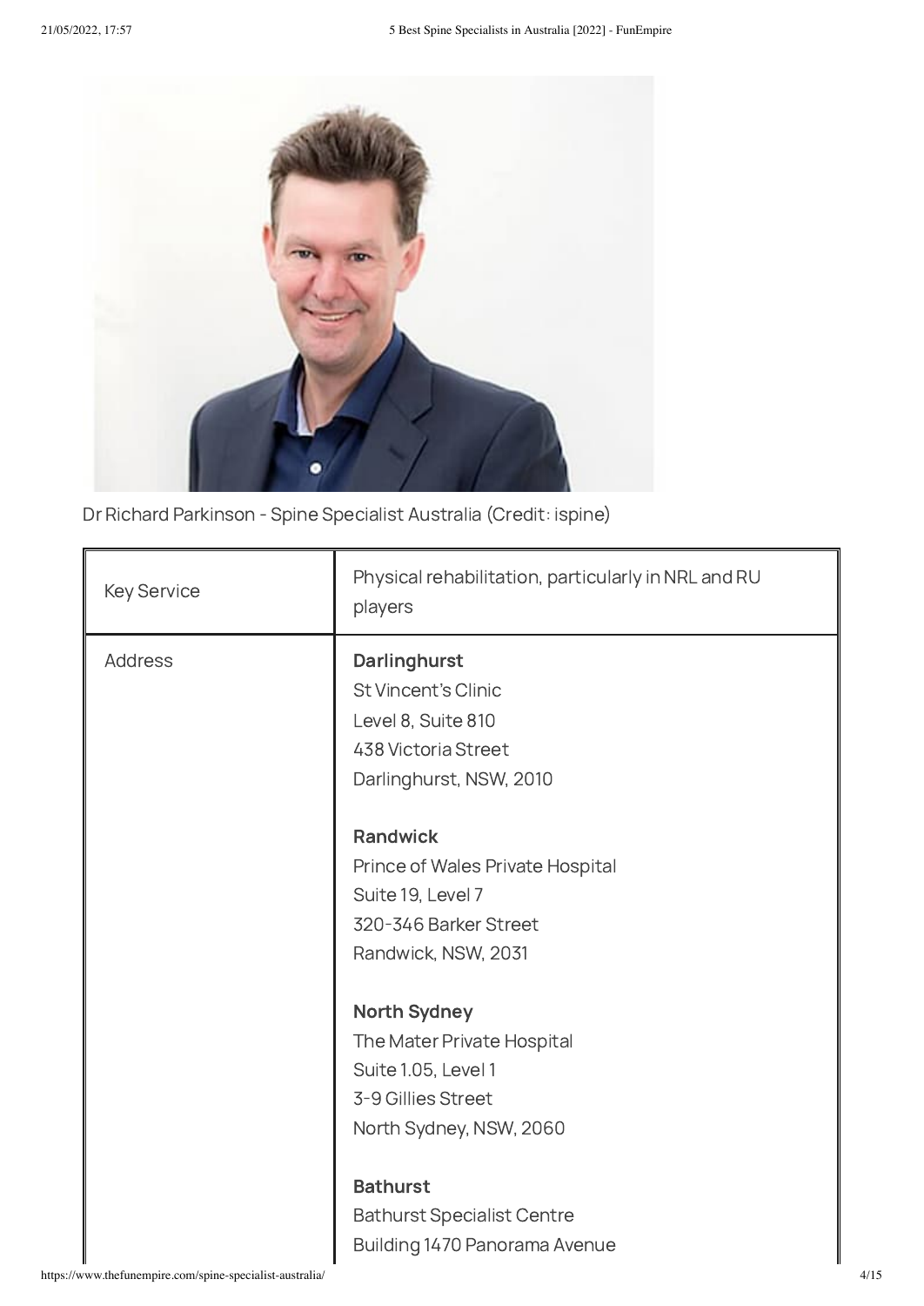Dr Richard Parkinson - Spine Specialist Australia (Credit: ispine)

| Key Service | Physical rehabilitation, particularly in NRL and RU players |
|---|---|
| Address | **Darlinghurst**<br>St Vincent's Clinic<br>Level 8, Suite 810<br>438 Victoria Street<br>Darlinghurst, NSW, 2010<br><br>**Randwick**<br>Prince of Wales Private Hospital<br>Suite 19, Level 7<br>320-346 Barker Street<br>Randwick, NSW, 2031<br><br>**North Sydney**<br>The Mater Private Hospital<br>Suite 1.05, Level 1<br>3-9 Gillies Street<br>North Sydney, NSW, 2060<br><br>**Bathurst**<br>Bathurst Specialist Centre<br>Building 1470 Panorama Avenue |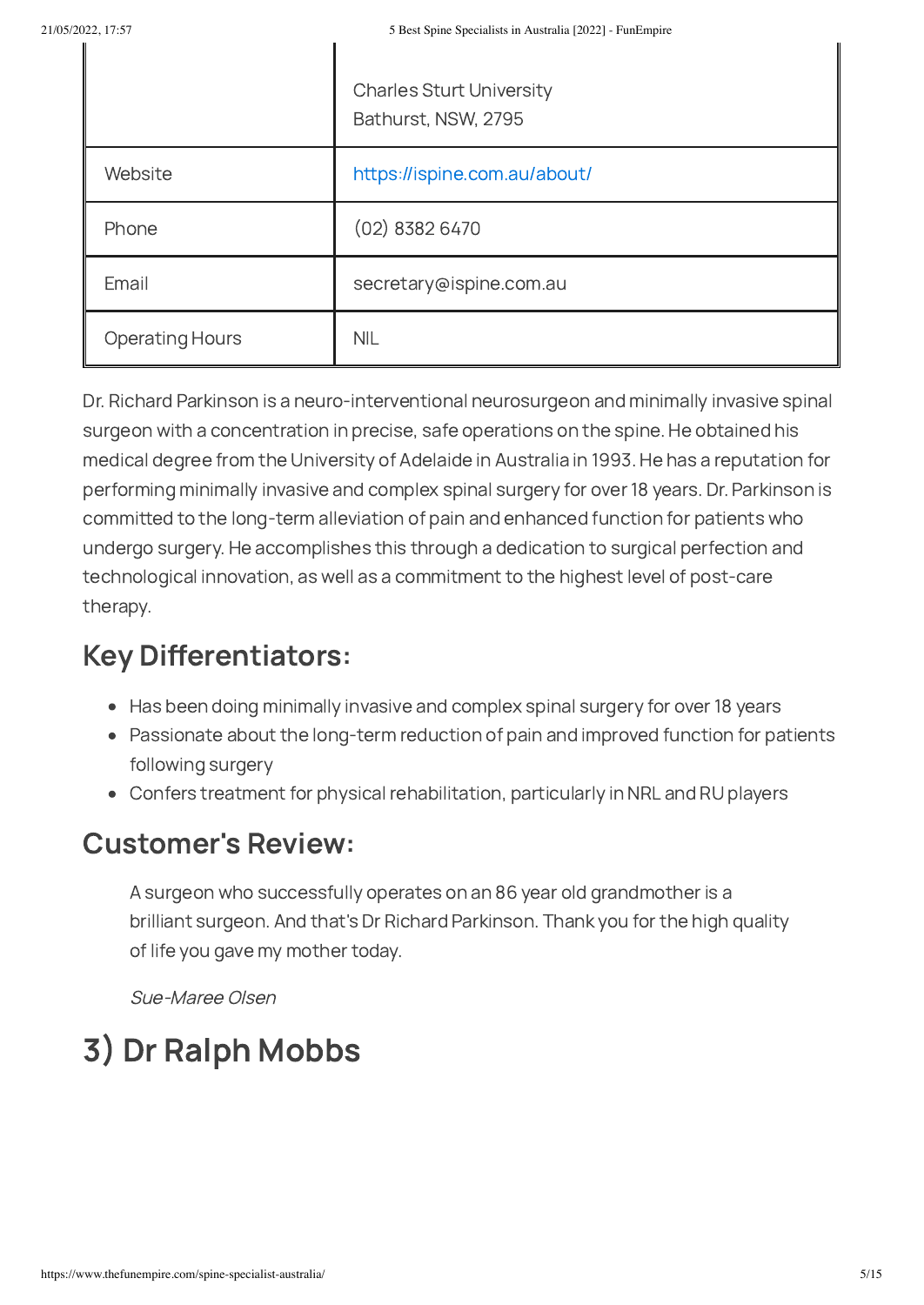| | |
|---|---|
| | Charles Sturt University<br>Bathurst, NSW, 2795 |
| Website | https://ispine.com.au/about/ |
| Phone | (02) 8382 6470 |
| Email | secretary@ispine.com.au |
| Operating Hours | NIL |

Dr. Richard Parkinson is a neuro-interventional neurosurgeon and minimally invasive spinal surgeon with a concentration in precise, safe operations on the spine. He obtained his medical degree from the University of Adelaide in Australia in 1993. He has a reputation for performing minimally invasive and complex spinal surgery for over 18 years. Dr. Parkinson is committed to the long-term alleviation of pain and enhanced function for patients who undergo surgery. He accomplishes this through a dedication to surgical perfection and technological innovation, as well as a commitment to the highest level of post-care therapy.

## Key Differentiators:

- Has been doing minimally invasive and complex spinal surgery for over 18 years
- Passionate about the long-term reduction of pain and improved function for patients following surgery
- Confers treatment for physical rehabilitation, particularly in NRL and RU players

## Customer's Review:

> A surgeon who successfully operates on an 86 year old grandmother is a brilliant surgeon. And that's Dr Richard Parkinson. Thank you for the high quality of life you gave my mother today.
>
> *Sue-Maree Olsen*

# 3) Dr Ralph Mobbs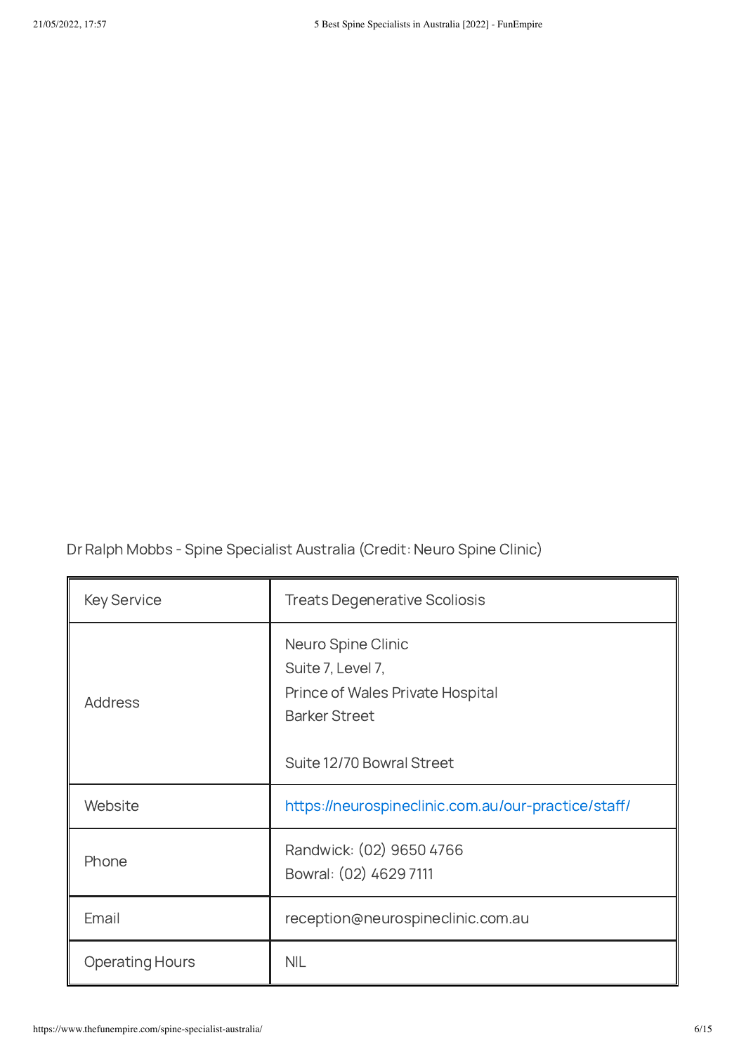Dr Ralph Mobbs - Spine Specialist Australia (Credit: Neuro Spine Clinic)

| | |
|---|---|
| Key Service | Treats Degenerative Scoliosis |
| Address | Neuro Spine Clinic<br>Suite 7, Level 7,<br>Prince of Wales Private Hospital<br>Barker Street<br><br>Suite 12/70 Bowral Street |
| Website | https://neurospineclinic.com.au/our-practice/staff/ |
| Phone | Randwick: (02) 9650 4766<br>Bowral: (02) 4629 7111 |
| Email | reception@neurospineclinic.com.au |
| Operating Hours | NIL |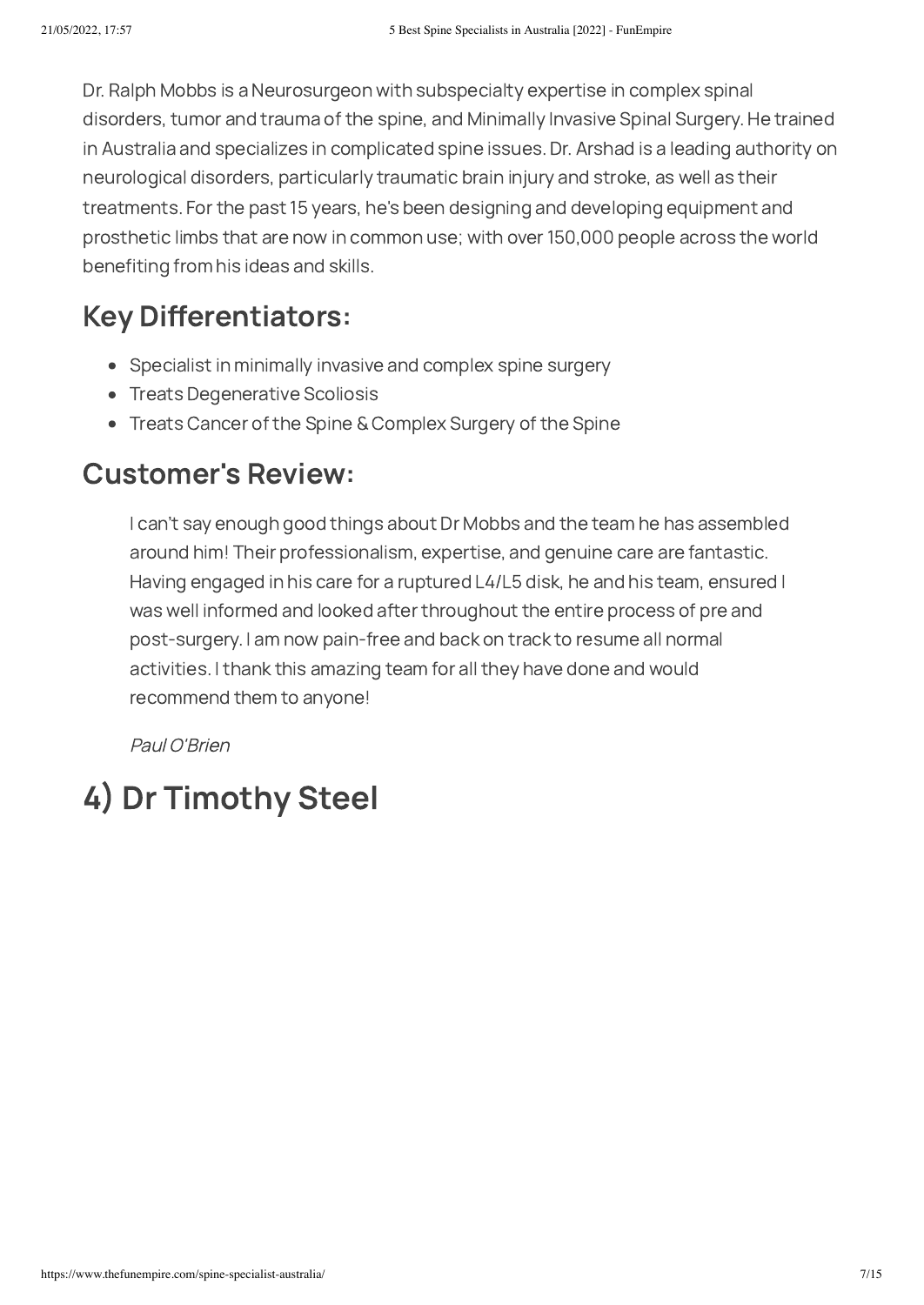Dr. Ralph Mobbs is a Neurosurgeon with subspecialty expertise in complex spinal disorders, tumor and trauma of the spine, and Minimally Invasive Spinal Surgery. He trained in Australia and specializes in complicated spine issues. Dr. Arshad is a leading authority on neurological disorders, particularly traumatic brain injury and stroke, as well as their treatments. For the past 15 years, he's been designing and developing equipment and prosthetic limbs that are now in common use; with over 150,000 people across the world benefiting from his ideas and skills.

## Key Differentiators:

- Specialist in minimally invasive and complex spine surgery
- Treats Degenerative Scoliosis
- Treats Cancer of the Spine & Complex Surgery of the Spine

## Customer's Review:

> I can't say enough good things about Dr Mobbs and the team he has assembled around him! Their professionalism, expertise, and genuine care are fantastic. Having engaged in his care for a ruptured L4/L5 disk, he and his team, ensured I was well informed and looked after throughout the entire process of pre and post-surgery. I am now pain-free and back on track to resume all normal activities. I thank this amazing team for all they have done and would recommend them to anyone!
>
> *Paul O'Brien*

# 4) Dr Timothy Steel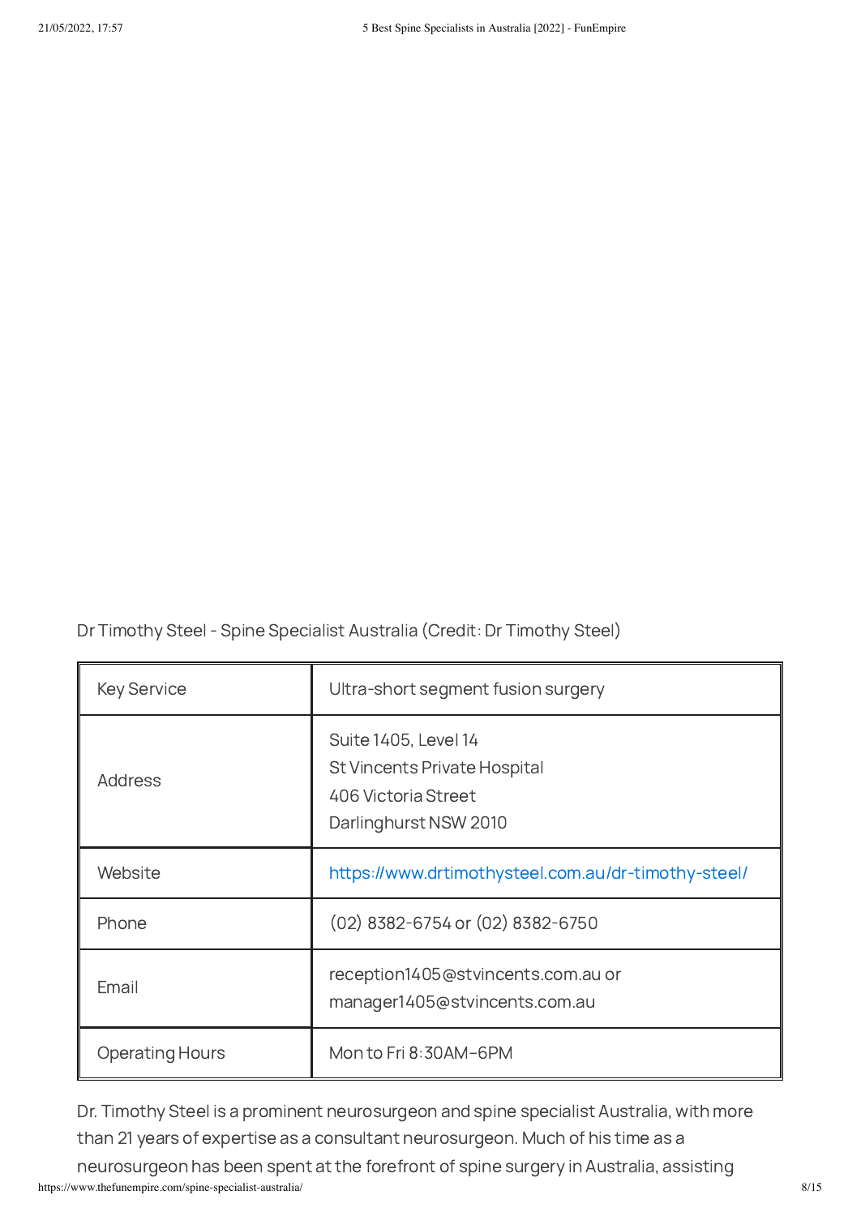Dr Timothy Steel - Spine Specialist Australia (Credit: Dr Timothy Steel)

| Key Service | Ultra-short segment fusion surgery |
|---|---|
| Address | Suite 1405, Level 14<br>St Vincents Private Hospital<br>406 Victoria Street<br>Darlinghurst NSW 2010 |
| Website | https://www.drtimothysteel.com.au/dr-timothy-steel/ |
| Phone | (02) 8382-6754 or (02) 8382-6750 |
| Email | reception1405@stvincents.com.au or<br>manager1405@stvincents.com.au |
| Operating Hours | Mon to Fri 8:30AM–6PM |

Dr. Timothy Steel is a prominent neurosurgeon and spine specialist Australia, with more than 21 years of expertise as a consultant neurosurgeon. Much of his time as a neurosurgeon has been spent at the forefront of spine surgery in Australia, assisting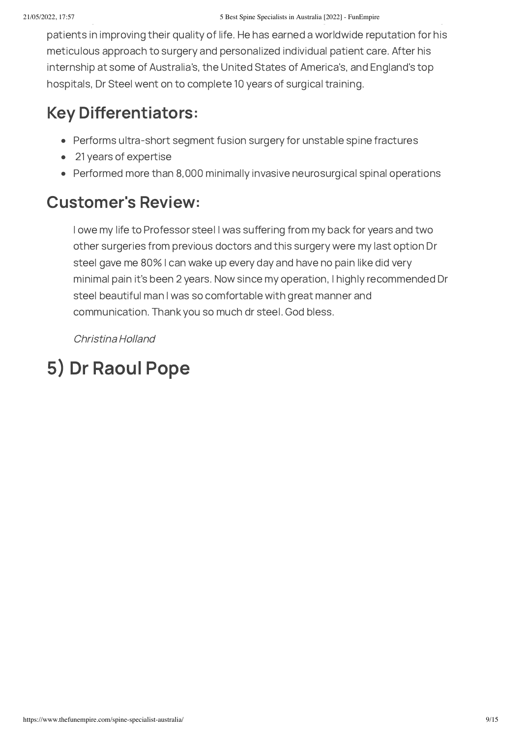patients in improving their quality of life. He has earned a worldwide reputation for his meticulous approach to surgery and personalized individual patient care. After his internship at some of Australia's, the United States of America's, and England's top hospitals, Dr Steel went on to complete 10 years of surgical training.

## Key Differentiators:

- Performs ultra-short segment fusion surgery for unstable spine fractures
- 21 years of expertise
- Performed more than 8,000 minimally invasive neurosurgical spinal operations

## Customer's Review:

> I owe my life to Professor steel I was suffering from my back for years and two other surgeries from previous doctors and this surgery were my last option Dr steel gave me 80% I can wake up every day and have no pain like did very minimal pain it's been 2 years. Now since my operation, I highly recommended Dr steel beautiful man I was so comfortable with great manner and communication. Thank you so much dr steel. God bless.
>
> *Christina Holland*

# 5) Dr Raoul Pope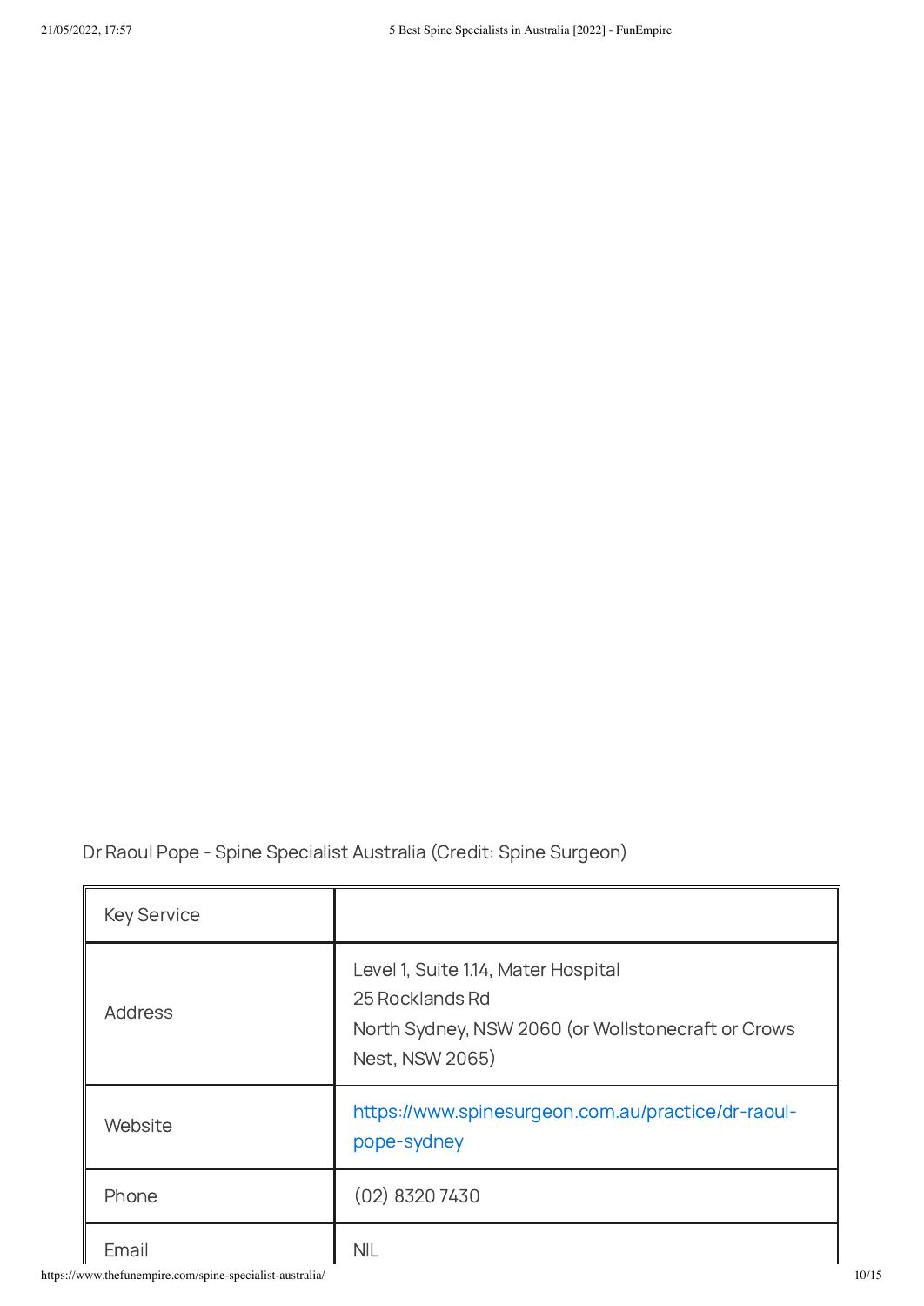Dr Raoul Pope - Spine Specialist Australia (Credit: Spine Surgeon)

| Key Service | |
|---|---|
| Address | Level 1, Suite 1.14, Mater Hospital<br>25 Rocklands Rd<br>North Sydney, NSW 2060 (or Wollstonecraft or Crows Nest, NSW 2065) |
| Website | https://www.spinesurgeon.com.au/practice/dr-raoul-pope-sydney |
| Phone | (02) 8320 7430 |
| Email | NIL |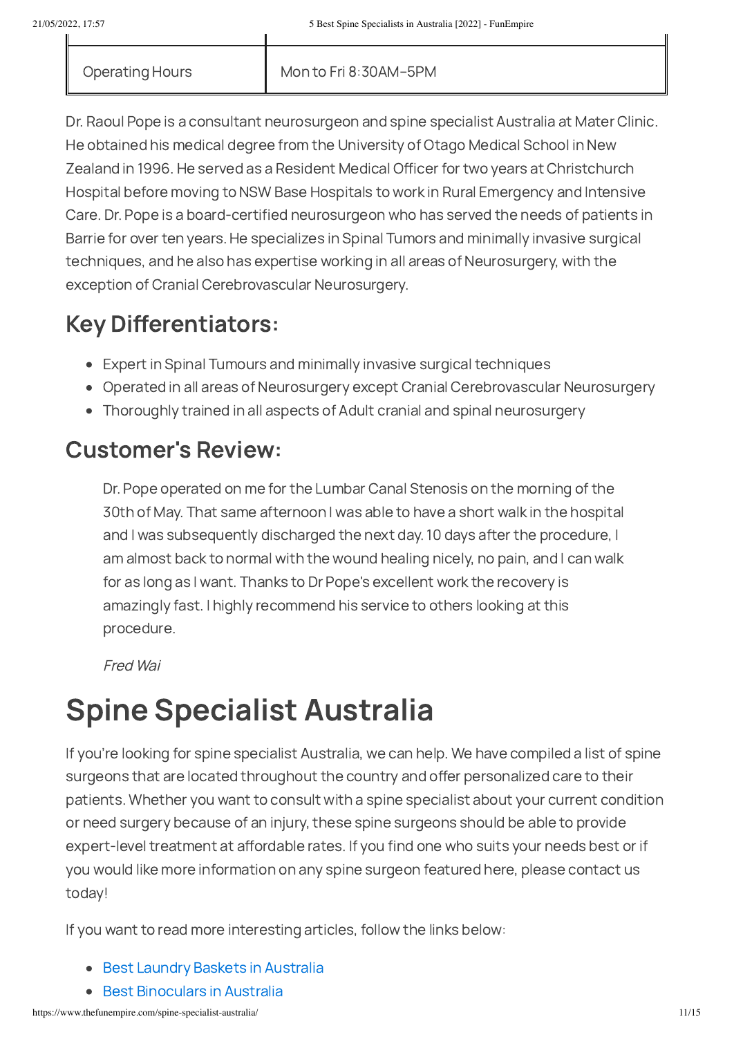| Operating Hours | Mon to Fri 8:30AM–5PM |
| --- | --- |

Dr. Raoul Pope is a consultant neurosurgeon and spine specialist Australia at Mater Clinic. He obtained his medical degree from the University of Otago Medical School in New Zealand in 1996. He served as a Resident Medical Officer for two years at Christchurch Hospital before moving to NSW Base Hospitals to work in Rural Emergency and Intensive Care. Dr. Pope is a board-certified neurosurgeon who has served the needs of patients in Barrie for over ten years. He specializes in Spinal Tumors and minimally invasive surgical techniques, and he also has expertise working in all areas of Neurosurgery, with the exception of Cranial Cerebrovascular Neurosurgery.

## Key Differentiators:

- Expert in Spinal Tumours and minimally invasive surgical techniques
- Operated in all areas of Neurosurgery except Cranial Cerebrovascular Neurosurgery
- Thoroughly trained in all aspects of Adult cranial and spinal neurosurgery

## Customer's Review:

> Dr. Pope operated on me for the Lumbar Canal Stenosis on the morning of the 30th of May. That same afternoon I was able to have a short walk in the hospital and I was subsequently discharged the next day. 10 days after the procedure, I am almost back to normal with the wound healing nicely, no pain, and I can walk for as long as I want. Thanks to Dr Pope's excellent work the recovery is amazingly fast. I highly recommend his service to others looking at this procedure.
>
> *Fred Wai*

# Spine Specialist Australia

If you're looking for spine specialist Australia, we can help. We have compiled a list of spine surgeons that are located throughout the country and offer personalized care to their patients. Whether you want to consult with a spine specialist about your current condition or need surgery because of an injury, these spine surgeons should be able to provide expert-level treatment at affordable rates. If you find one who suits your needs best or if you would like more information on any spine surgeon featured here, please contact us today!

If you want to read more interesting articles, follow the links below:

- Best Laundry Baskets in Australia
- Best Binoculars in Australia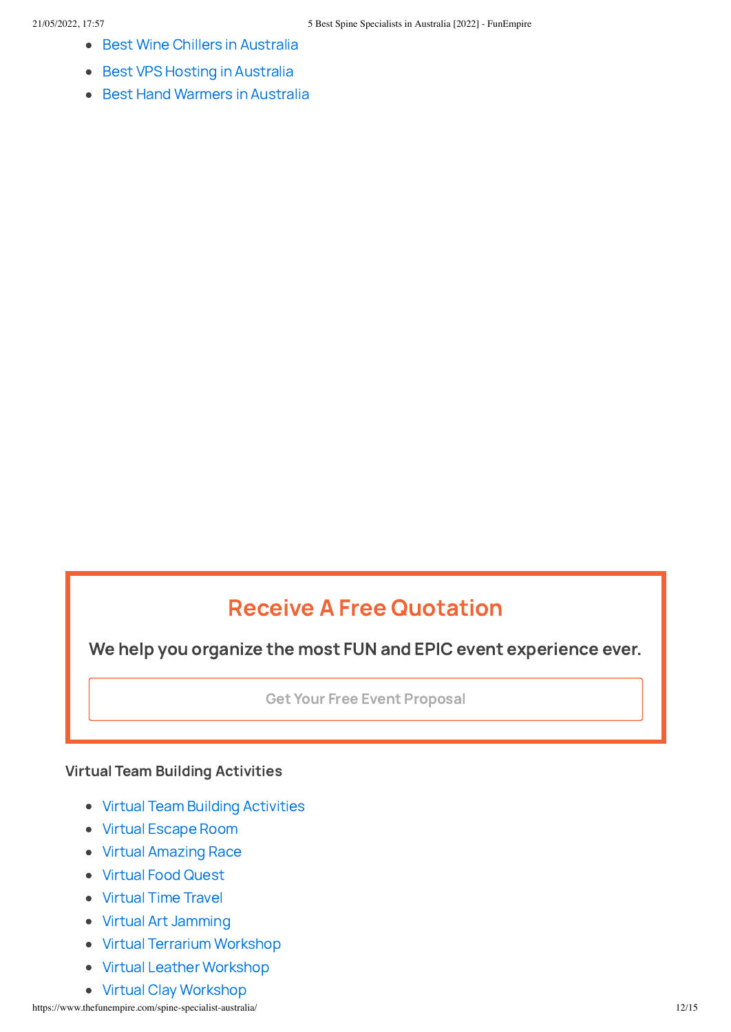- Best Wine Chillers in Australia
- Best VPS Hosting in Australia
- Best Hand Warmers in Australia

## Receive A Free Quotation

**We help you organize the most FUN and EPIC event experience ever.**

Get Your Free Event Proposal

**Virtual Team Building Activities**

- Virtual Team Building Activities
- Virtual Escape Room
- Virtual Amazing Race
- Virtual Food Quest
- Virtual Time Travel
- Virtual Art Jamming
- Virtual Terrarium Workshop
- Virtual Leather Workshop
- Virtual Clay Workshop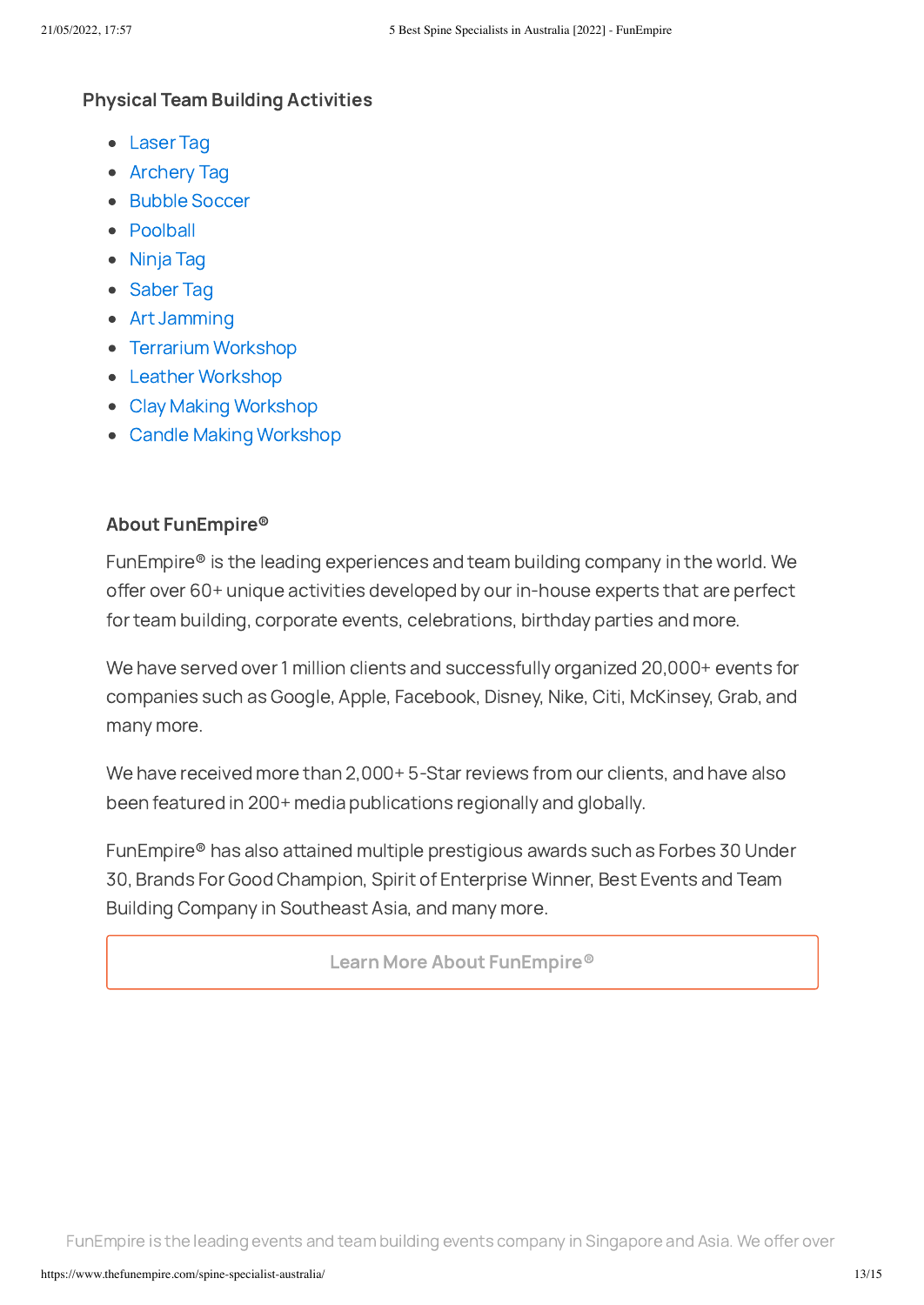### Physical Team Building Activities

- Laser Tag
- Archery Tag
- Bubble Soccer
- Poolball
- Ninja Tag
- Saber Tag
- Art Jamming
- Terrarium Workshop
- Leather Workshop
- Clay Making Workshop
- Candle Making Workshop

### About FunEmpire®

FunEmpire® is the leading experiences and team building company in the world. We offer over 60+ unique activities developed by our in-house experts that are perfect for team building, corporate events, celebrations, birthday parties and more.

We have served over 1 million clients and successfully organized 20,000+ events for companies such as Google, Apple, Facebook, Disney, Nike, Citi, McKinsey, Grab, and many more.

We have received more than 2,000+ 5-Star reviews from our clients, and have also been featured in 200+ media publications regionally and globally.

FunEmpire® has also attained multiple prestigious awards such as Forbes 30 Under 30, Brands For Good Champion, Spirit of Enterprise Winner, Best Events and Team Building Company in Southeast Asia, and many more.

Learn More About FunEmpire®

FunEmpire is the leading events and team building events company in Singapore and Asia. We offer over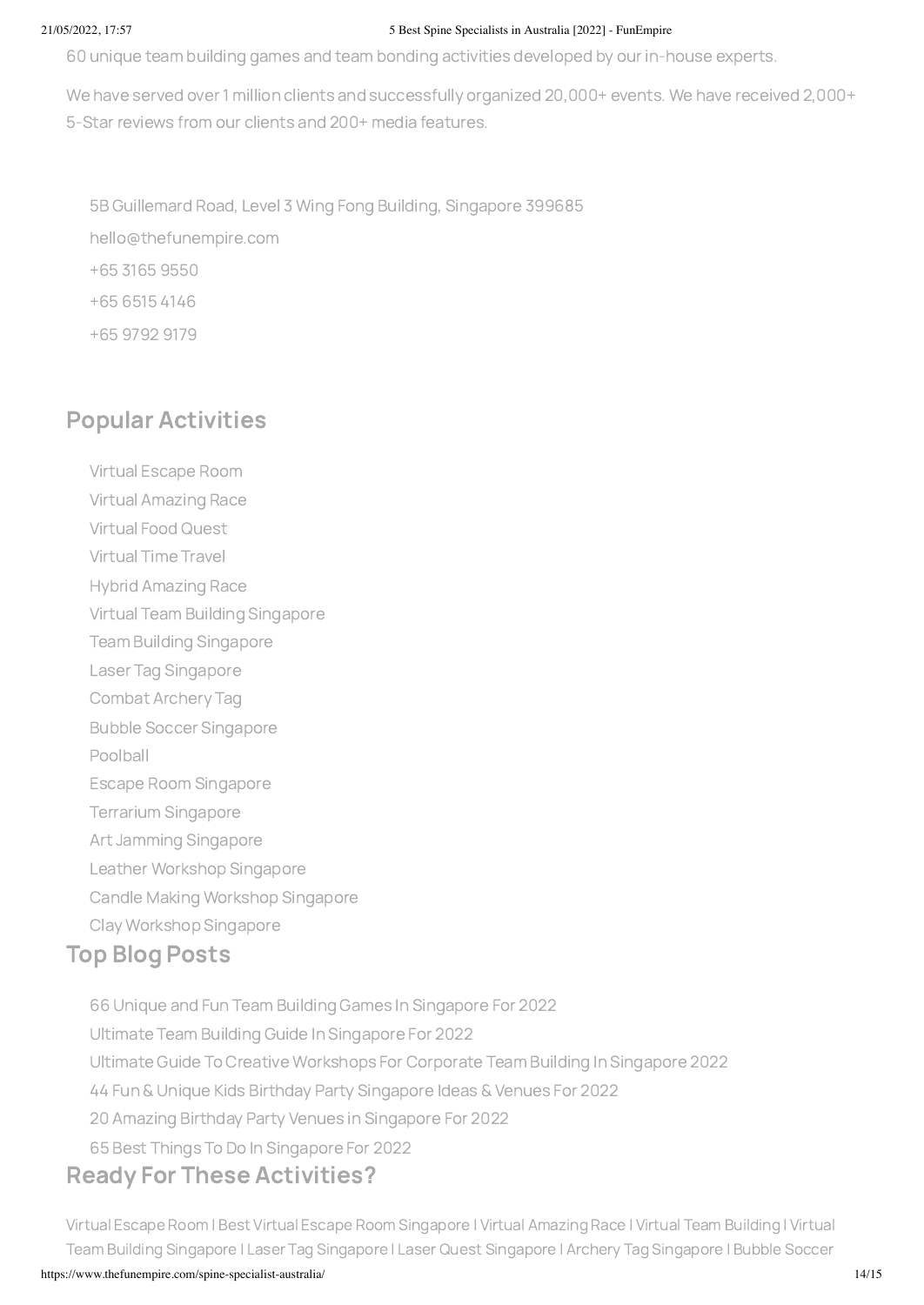60 unique team building games and team bonding activities developed by our in-house experts.

We have served over 1 million clients and successfully organized 20,000+ events. We have received 2,000+ 5-Star reviews from our clients and 200+ media features.

- 5B Guillemard Road, Level 3 Wing Fong Building, Singapore 399685
- hello@thefunempire.com
- +65 3165 9550
- +65 6515 4146
- +65 9792 9179

## Popular Activities

- Virtual Escape Room
- Virtual Amazing Race
- Virtual Food Quest
- Virtual Time Travel
- Hybrid Amazing Race
- Virtual Team Building Singapore
- Team Building Singapore
- Laser Tag Singapore
- Combat Archery Tag
- Bubble Soccer Singapore
- Poolball
- Escape Room Singapore
- Terrarium Singapore
- Art Jamming Singapore
- Leather Workshop Singapore
- Candle Making Workshop Singapore
- Clay Workshop Singapore

## Top Blog Posts

- 66 Unique and Fun Team Building Games In Singapore For 2022
- Ultimate Team Building Guide In Singapore For 2022
- Ultimate Guide To Creative Workshops For Corporate Team Building In Singapore 2022
- 44 Fun & Unique Kids Birthday Party Singapore Ideas & Venues For 2022
- 20 Amazing Birthday Party Venues in Singapore For 2022
- 65 Best Things To Do In Singapore For 2022

## Ready For These Activities?

Virtual Escape Room | Best Virtual Escape Room Singapore | Virtual Amazing Race | Virtual Team Building | Virtual Team Building Singapore | Laser Tag Singapore | Laser Quest Singapore | Archery Tag Singapore | Bubble Soccer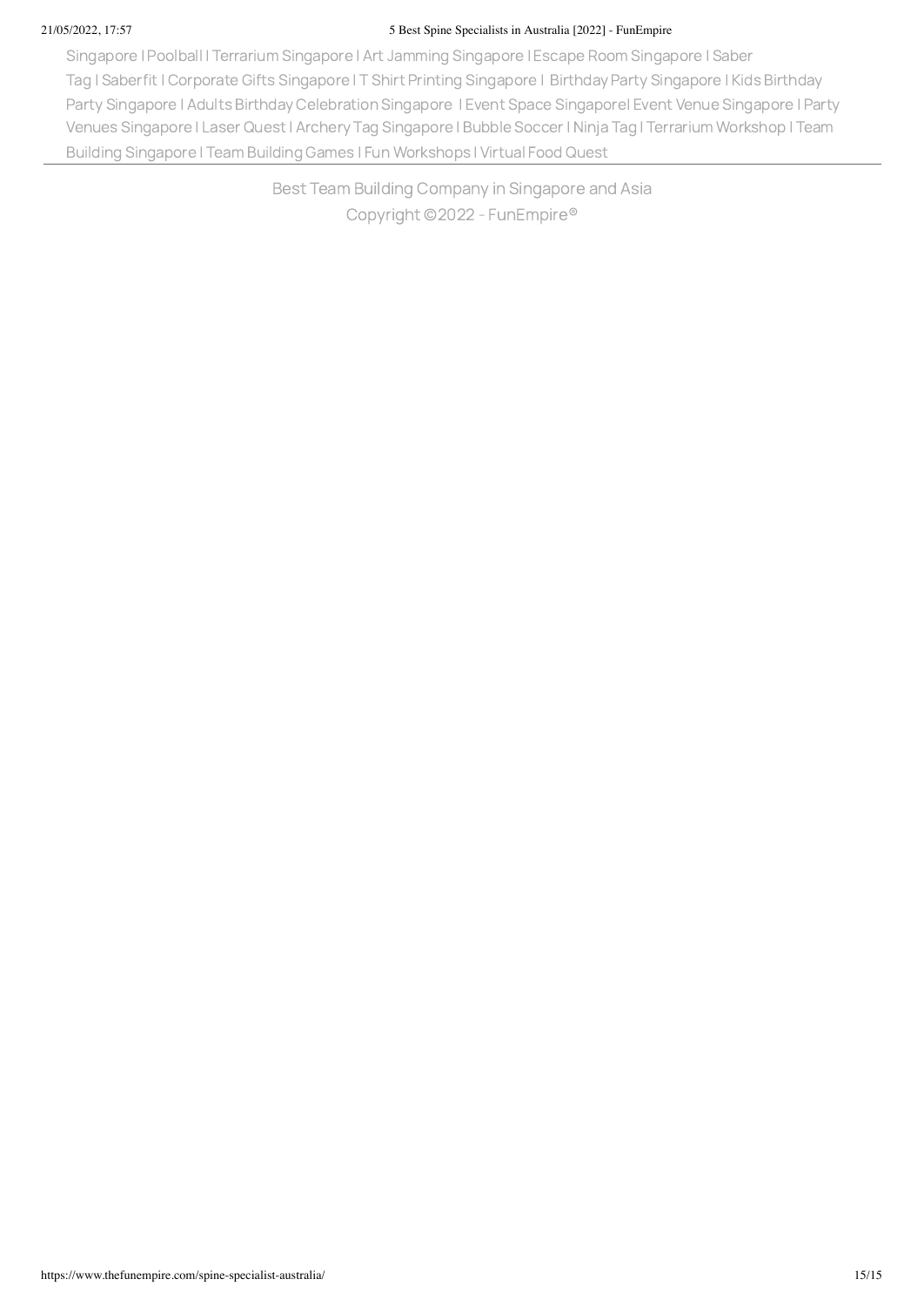Singapore | Poolball | Terrarium Singapore | Art Jamming Singapore | Escape Room Singapore | Saber Tag | Saberfit | Corporate Gifts Singapore | T Shirt Printing Singapore | Birthday Party Singapore | Kids Birthday Party Singapore | Adults Birthday Celebration Singapore | Event Space Singapore| Event Venue Singapore | Party Venues Singapore | Laser Quest | Archery Tag Singapore | Bubble Soccer | Ninja Tag | Terrarium Workshop | Team Building Singapore | Team Building Games | Fun Workshops | Virtual Food Quest

---

Best Team Building Company in Singapore and Asia

Copyright ©2022 - FunEmpire®